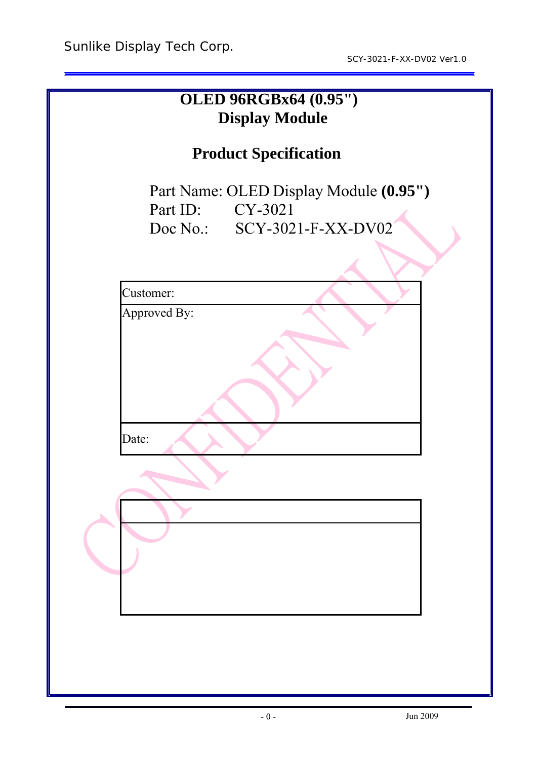# OLED 96RGBx64 (0.95") Display Module

## Product Specification

Part Name: OLED Display Module **(0.95")**
Part ID: CY-3021
Doc No.: SCY-3021-F-XX-DV02

| |
|---|
| Customer: |
| Approved By: |
| Date: |

| |
|---|
| |
| |

CONFIDENTIAL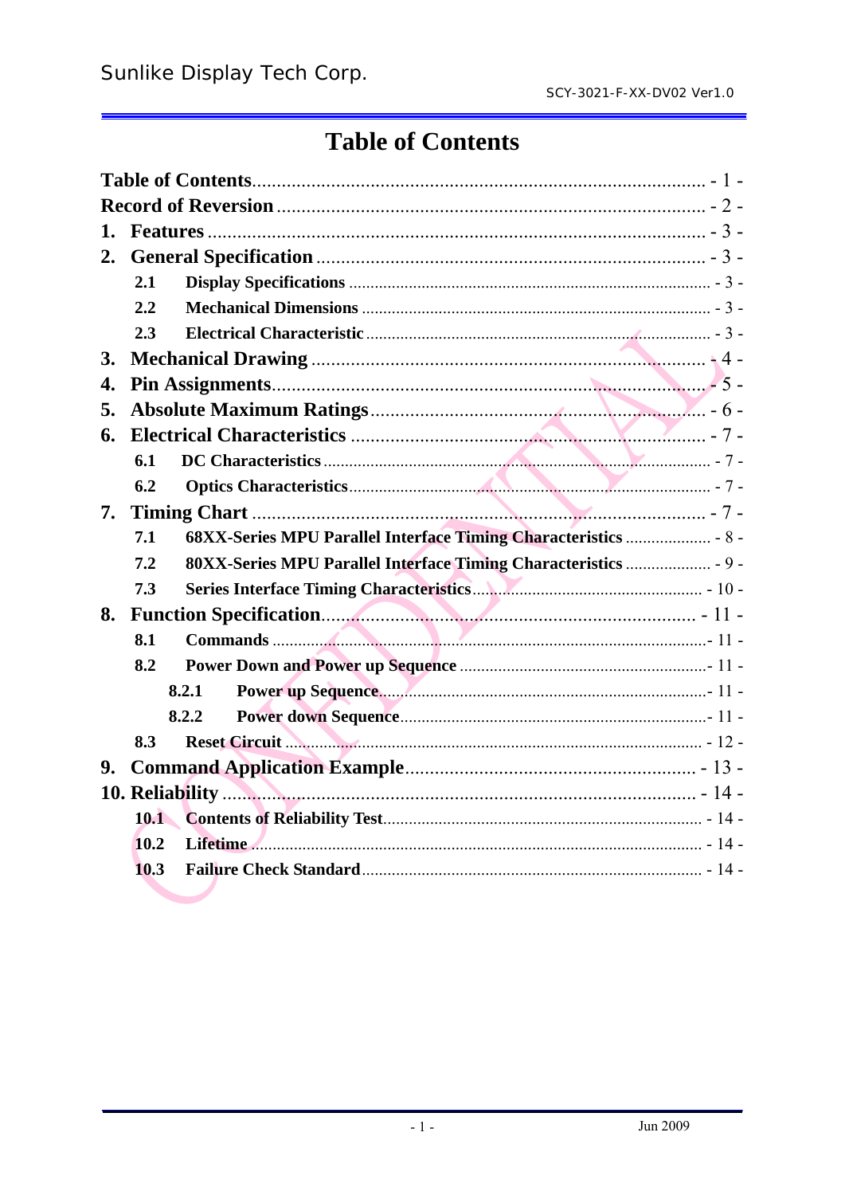# Table of Contents

**Table of Contents** ............................................................ - 1 -
**Record of Reversion** ............................................................ - 2 -
**1. Features** ............................................................ - 3 -
**2. General Specification** ............................................................ - 3 -
  **2.1 Display Specifications** ............................................................ - 3 -
  **2.2 Mechanical Dimensions** ............................................................ - 3 -
  **2.3 Electrical Characteristic** ............................................................ - 3 -
**3. Mechanical Drawing** ............................................................ - 4 -
**4. Pin Assignments** ............................................................ - 5 -
**5. Absolute Maximum Ratings** ............................................................ - 6 -
**6. Electrical Characteristics** ............................................................ - 7 -
  **6.1 DC Characteristics** ............................................................ - 7 -
  **6.2 Optics Characteristics** ............................................................ - 7 -
**7. Timing Chart** ............................................................ - 7 -
  **7.1 68XX-Series MPU Parallel Interface Timing Characteristics** .................... - 8 -
  **7.2 80XX-Series MPU Parallel Interface Timing Characteristics** .................... - 9 -
  **7.3 Series Interface Timing Characteristics** ............................................................ - 10 -
**8. Function Specification** ............................................................ - 11 -
  **8.1 Commands** ............................................................ - 11 -
  **8.2 Power Down and Power up Sequence** ............................................................ - 11 -
    **8.2.1 Power up Sequence** ............................................................ - 11 -
    **8.2.2 Power down Sequence** ............................................................ - 11 -
  **8.3 Reset Circuit** ............................................................ - 12 -
**9. Command Application Example** ............................................................ - 13 -
**10. Reliability** ............................................................ - 14 -
  **10.1 Contents of Reliability Test** ............................................................ - 14 -
  **10.2 Lifetime** ............................................................ - 14 -
  **10.3 Failure Check Standard** ............................................................ - 14 -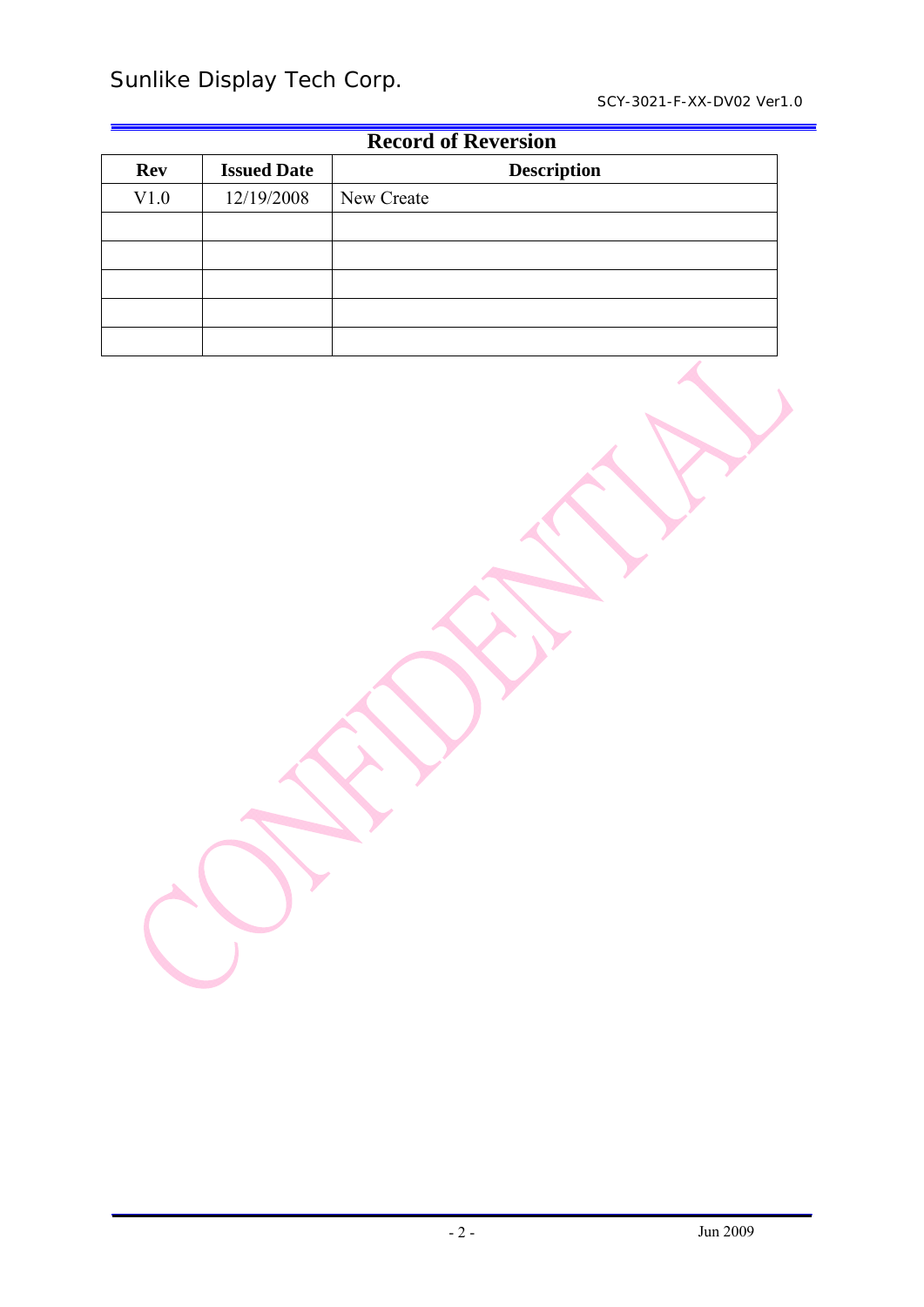# Record of Reversion

| Rev | Issued Date | Description |
|---|---|---|
| V1.0 | 12/19/2008 | New Create |
| | | |
| | | |
| | | |
| | | |
| | | |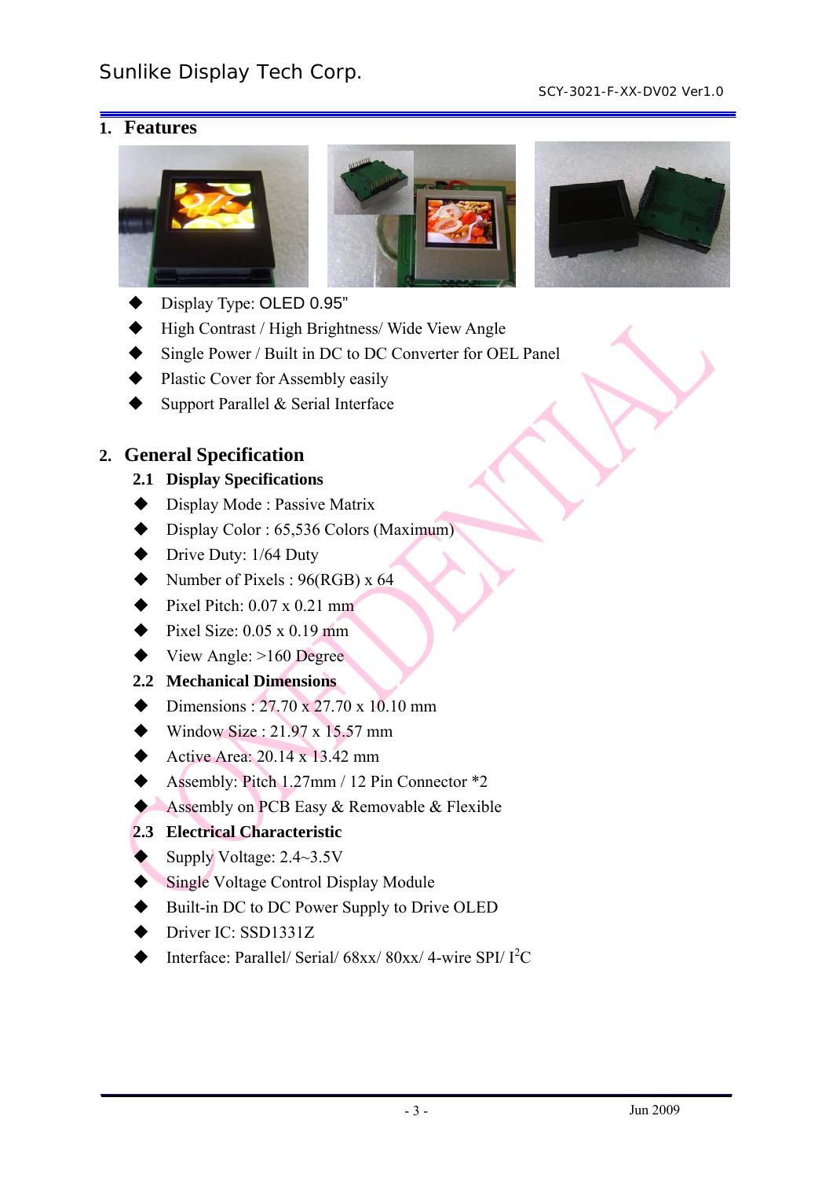## 1. Features

- Display Type: OLED 0.95"
- High Contrast / High Brightness/ Wide View Angle
- Single Power / Built in DC to DC Converter for OEL Panel
- Plastic Cover for Assembly easily
- Support Parallel & Serial Interface

## 2. General Specification

### 2.1 Display Specifications

- Display Mode : Passive Matrix
- Display Color : 65,536 Colors (Maximum)
- Drive Duty: 1/64 Duty
- Number of Pixels : 96(RGB) x 64
- Pixel Pitch: 0.07 x 0.21 mm
- Pixel Size: 0.05 x 0.19 mm
- View Angle: >160 Degree

### 2.2 Mechanical Dimensions

- Dimensions : 27.70 x 27.70 x 10.10 mm
- Window Size : 21.97 x 15.57 mm
- Active Area: 20.14 x 13.42 mm
- Assembly: Pitch 1.27mm / 12 Pin Connector *2
- Assembly on PCB Easy & Removable & Flexible

### 2.3 Electrical Characteristic

- Supply Voltage: 2.4~3.5V
- Single Voltage Control Display Module
- Built-in DC to DC Power Supply to Drive OLED
- Driver IC: SSD1331Z
- Interface: Parallel/ Serial/ 68xx/ 80xx/ 4-wire SPI/ $I^2C$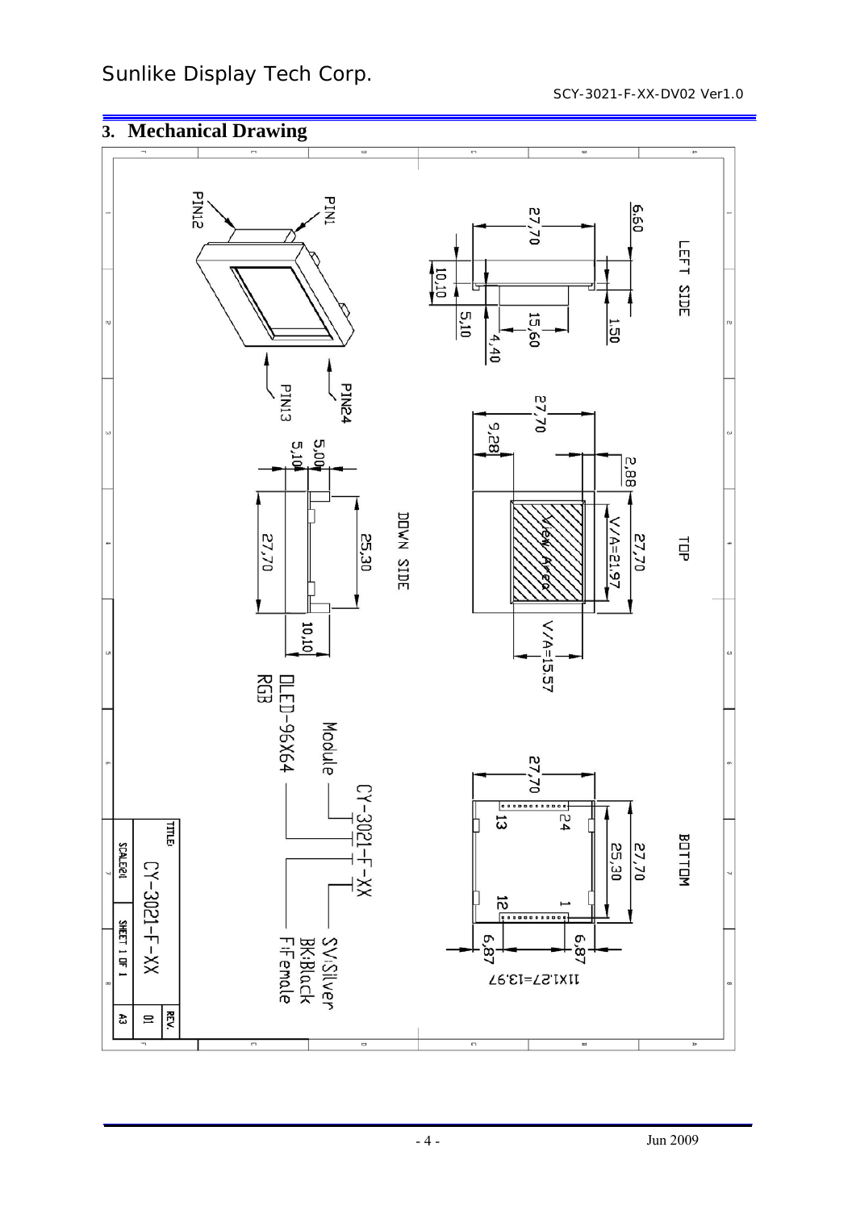## 3. Mechanical Drawing

LEFT SIDE

6,60

27,70

10,10

1,50

5,10

15,60

4,40

PIN1

PIN12

PIN13

PIN24

TOP

27,70

9,28

2,88

27,70

V/A=21,97

View Area

V/A=15,57

DOWN SIDE

5,00

5,10

25,30

27,70

10,10

BOTTOM

27,70

24

13

12

1

25,30

27,70

6,87

6,87

11X1.27=13.97

CY-3021-F-XX

Module

OLED-96X64

RGB

SV:Silver

BK:Black

F:Female

TITLE: CY-3021-F-XX

REV. 01

SCALE: 2:1

SHEET 1 OF 1

A3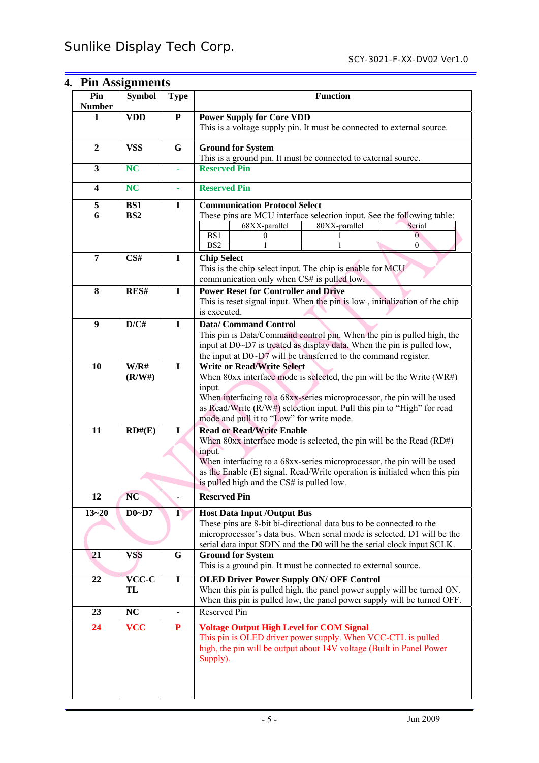## 4. Pin Assignments

| Pin Number | Symbol | Type | Function |
|---|---|---|---|
| 1 | **VDD** | **P** | **Power Supply for Core VDD**<br>This is a voltage supply pin. It must be connected to external source. |
| 2 | **VSS** | **G** | **Ground for System**<br>This is a ground pin. It must be connected to external source. |
| 3 | **NC** | - | **Reserved Pin** |
| 4 | **NC** | - | **Reserved Pin** |
| 5<br>6 | **BS1**<br>**BS2** | **I** | **Communication Protocol Select**<br>These pins are MCU interface selection input. See the following table:<br>BS1: 68XX-parallel = 0, 80XX-parallel = 1, Serial = 0<br>BS2: 68XX-parallel = 1, 80XX-parallel = 1, Serial = 0 |
| 7 | **CS#** | **I** | **Chip Select**<br>This is the chip select input. The chip is enable for MCU communication only when CS# is pulled low. |
| 8 | **RES#** | **I** | **Power Reset for Controller and Drive**<br>This is reset signal input. When the pin is low , initialization of the chip is executed. |
| 9 | **D/C#** | **I** | **Data/ Command Control**<br>This pin is Data/Command control pin. When the pin is pulled high, the input at D0~D7 is treated as display data. When the pin is pulled low, the input at D0~D7 will be transferred to the command register. |
| 10 | **W/R#**<br>**(R/W#)** | **I** | **Write or Read/Write Select**<br>When 80xx interface mode is selected, the pin will be the Write (WR#) input.<br>When interfacing to a 68xx-series microprocessor, the pin will be used as Read/Write (R/W#) selection input. Pull this pin to "High" for read mode and pull it to "Low" for write mode. |
| 11 | **RD#(E)** | **I** | **Read or Read/Write Enable**<br>When 80xx interface mode is selected, the pin will be the Read (RD#) input.<br>When interfacing to a 68xx-series microprocessor, the pin will be used as the Enable (E) signal. Read/Write operation is initiated when this pin is pulled high and the CS# is pulled low. |
| 12 | **NC** | - | **Reserved Pin** |
| 13~20 | **D0~D7** | **I** | **Host Data Input /Output Bus**<br>These pins are 8-bit bi-directional data bus to be connected to the microprocessor's data bus. When serial mode is selected, D1 will be the serial data input SDIN and the D0 will be the serial clock input SCLK. |
| 21 | **VSS** | **G** | **Ground for System**<br>This is a ground pin. It must be connected to external source. |
| 22 | **VCC-CTL** | **I** | **OLED Driver Power Supply ON/ OFF Control**<br>When this pin is pulled high, the panel power supply will be turned ON. When this pin is pulled low, the panel power supply will be turned OFF. |
| 23 | **NC** | - | Reserved Pin |
| 24 | **VCC** | **P** | **Voltage Output High Level for COM Signal**<br>This pin is OLED driver power supply. When VCC-CTL is pulled high, the pin will be output about 14V voltage (Built in Panel Power Supply). |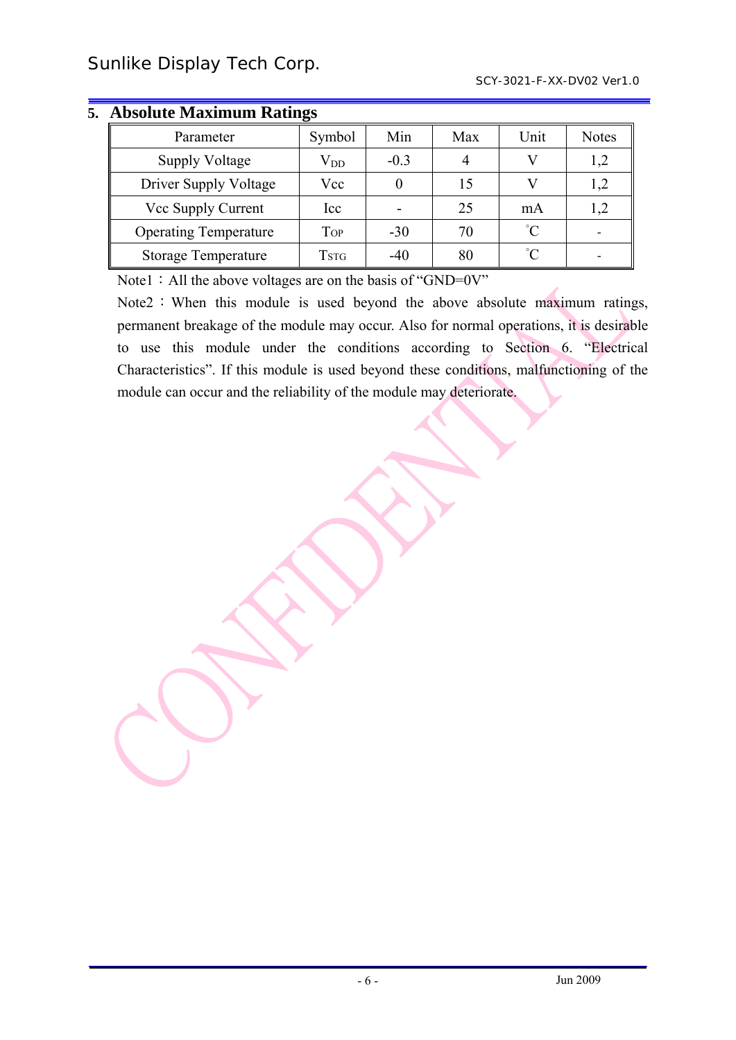## 5. Absolute Maximum Ratings

| Parameter | Symbol | Min | Max | Unit | Notes |
|---|---|---|---|---|---|
| Supply Voltage | $V_{DD}$ | -0.3 | 4 | V | 1,2 |
| Driver Supply Voltage | Vcc | 0 | 15 | V | 1,2 |
| Vcc Supply Current | Icc | - | 25 | mA | 1,2 |
| Operating Temperature | $T_{OP}$ | -30 | 70 | ˚C | - |
| Storage Temperature | $T_{STG}$ | -40 | 80 | ˚C | - |

Note1：All the above voltages are on the basis of "GND=0V"

Note2：When this module is used beyond the above absolute maximum ratings, permanent breakage of the module may occur. Also for normal operations, it is desirable to use this module under the conditions according to Section 6. "Electrical Characteristics". If this module is used beyond these conditions, malfunctioning of the module can occur and the reliability of the module may deteriorate.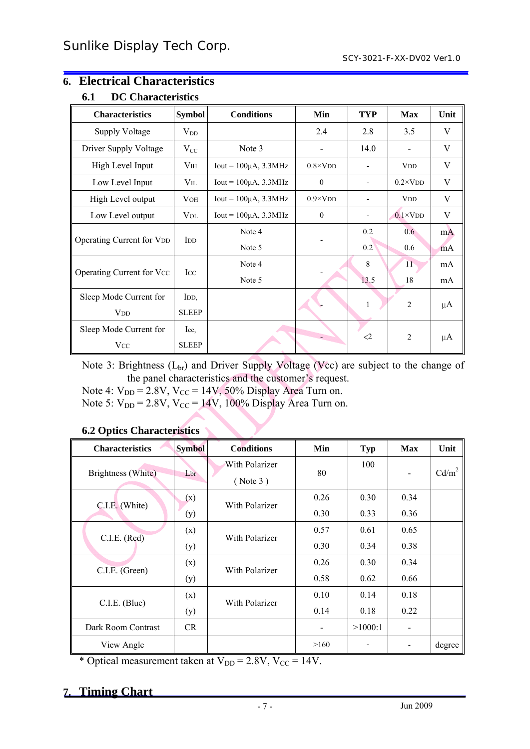## 6. Electrical Characteristics

### 6.1 DC Characteristics

| Characteristics | Symbol | Conditions | Min | TYP | Max | Unit |
|---|---|---|---|---|---|---|
| Supply Voltage | $V_{DD}$ | | 2.4 | 2.8 | 3.5 | V |
| Driver Supply Voltage | $V_{CC}$ | Note 3 | - | 14.0 | - | V |
| High Level Input | $V_{IH}$ | Iout = 100µA, 3.3MHz | 0.8×VDD | - | VDD | V |
| Low Level Input | $V_{IL}$ | Iout = 100µA, 3.3MHz | 0 | - | 0.2×VDD | V |
| High Level output | $V_{OH}$ | Iout = 100µA, 3.3MHz | 0.9×VDD | - | VDD | V |
| Low Level output | $V_{OL}$ | Iout = 100µA, 3.3MHz | 0 | - | 0.1×VDD | V |
| Operating Current for VDD | $I_{DD}$ | Note 4 | - | 0.2 | 0.6 | mA |
| | | Note 5 | | 0.2 | 0.6 | mA |
| Operating Current for Vcc | $I_{CC}$ | Note 4 | - | 8 | 11 | mA |
| | | Note 5 | | 13.5 | 18 | mA |
| Sleep Mode Current for VDD | $I_{DD, SLEEP}$ | | - | 1 | 2 | µA |
| Sleep Mode Current for Vcc | $I_{CC, SLEEP}$ | | - | <2 | 2 | µA |

Note 3: Brightness ($L_{br}$) and Driver Supply Voltage (Vcc) are subject to the change of the panel characteristics and the customer's request.
Note 4: $V_{DD}$ = 2.8V, $V_{CC}$ = 14V, 50% Display Area Turn on.
Note 5: $V_{DD}$ = 2.8V, $V_{CC}$ = 14V, 100% Display Area Turn on.

### 6.2 Optics Characteristics

| Characteristics | Symbol | Conditions | Min | Typ | Max | Unit |
|---|---|---|---|---|---|---|
| Brightness (White) | $L_{br}$ | With Polarizer ( Note 3 ) | 80 | 100 | - | $Cd/m^2$ |
| C.I.E. (White) | (x) | With Polarizer | 0.26 | 0.30 | 0.34 | |
| | (y) | | 0.30 | 0.33 | 0.36 | |
| C.I.E. (Red) | (x) | With Polarizer | 0.57 | 0.61 | 0.65 | |
| | (y) | | 0.30 | 0.34 | 0.38 | |
| C.I.E. (Green) | (x) | With Polarizer | 0.26 | 0.30 | 0.34 | |
| | (y) | | 0.58 | 0.62 | 0.66 | |
| C.I.E. (Blue) | (x) | With Polarizer | 0.10 | 0.14 | 0.18 | |
| | (y) | | 0.14 | 0.18 | 0.22 | |
| Dark Room Contrast | CR | | - | >1000:1 | - | |
| View Angle | | | >160 | - | - | degree |

\* Optical measurement taken at $V_{DD}$ = 2.8V, $V_{CC}$ = 14V.

## 7. Timing Chart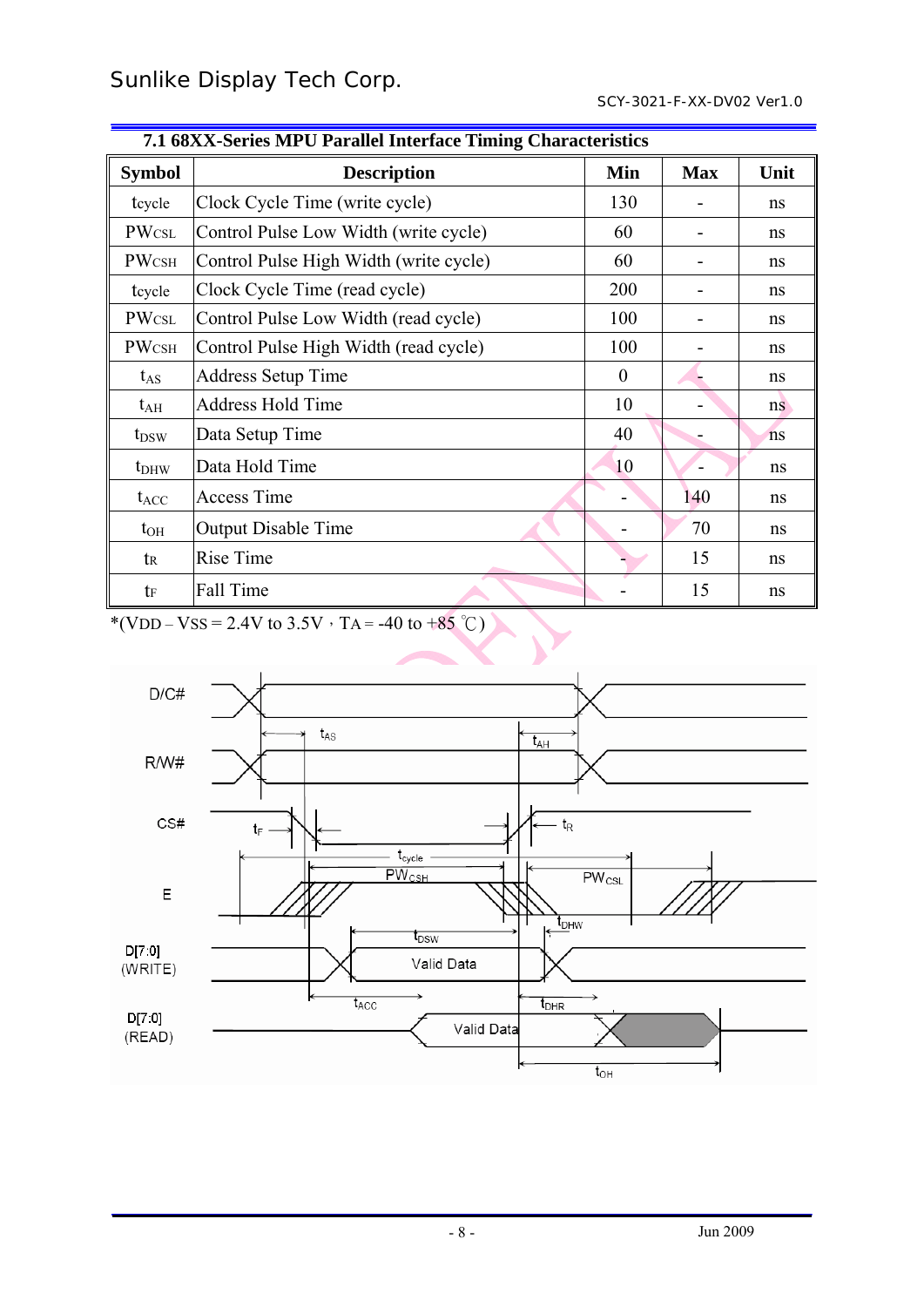### 7.1 68XX-Series MPU Parallel Interface Timing Characteristics

| Symbol | Description | Min | Max | Unit |
|---|---|---|---|---|
| $t_{cycle}$ | Clock Cycle Time (write cycle) | 130 | - | ns |
| $PW_{CSL}$ | Control Pulse Low Width (write cycle) | 60 | - | ns |
| $PW_{CSH}$ | Control Pulse High Width (write cycle) | 60 | - | ns |
| $t_{cycle}$ | Clock Cycle Time (read cycle) | 200 | - | ns |
| $PW_{CSL}$ | Control Pulse Low Width (read cycle) | 100 | - | ns |
| $PW_{CSH}$ | Control Pulse High Width (read cycle) | 100 | - | ns |
| $t_{AS}$ | Address Setup Time | 0 | - | ns |
| $t_{AH}$ | Address Hold Time | 10 | - | ns |
| $t_{DSW}$ | Data Setup Time | 40 | - | ns |
| $t_{DHW}$ | Data Hold Time | 10 | - | ns |
| $t_{ACC}$ | Access Time | - | 140 | ns |
| $t_{OH}$ | Output Disable Time | - | 70 | ns |
| $t_R$ | Rise Time | - | 15 | ns |
| $t_F$ | Fall Time | - | 15 | ns |

*($V_{DD} - V_{SS}$ = 2.4V to 3.5V，$T_A$ = -40 to +85 ℃)

D/C#

R/W#

CS#

E

D[7:0] (WRITE)

D[7:0] (READ)

$t_{AS}$ $t_{AH}$ $t_F$ $t_R$ $t_{cycle}$ $PW_{CSH}$ $PW_{CSL}$ $t_{DHW}$ $t_{DSW}$ Valid Data $t_{ACC}$ $t_{DHR}$ Valid Data $t_{OH}$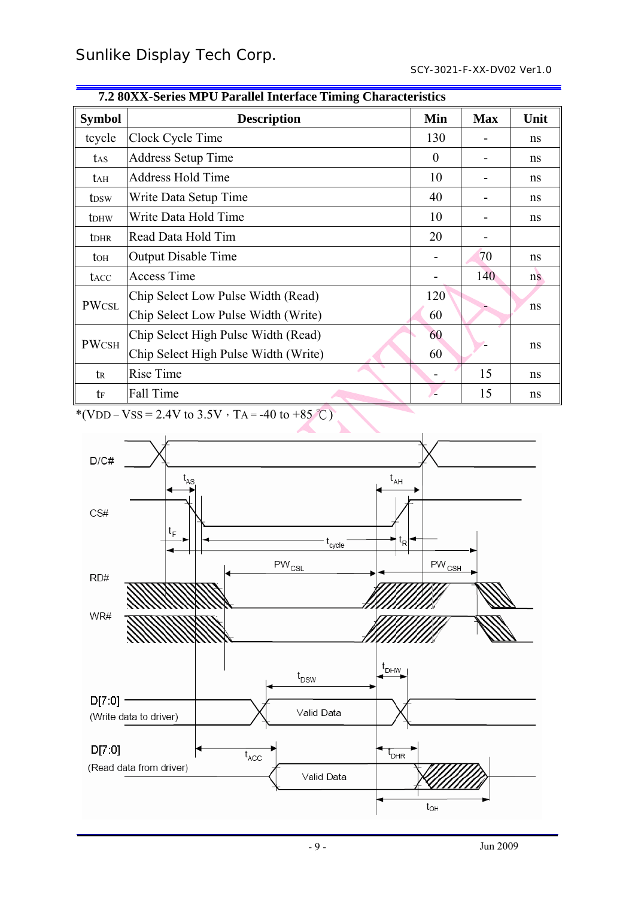### 7.2 80XX-Series MPU Parallel Interface Timing Characteristics

| Symbol | Description | Min | Max | Unit |
|---|---|---|---|---|
| tcycle | Clock Cycle Time | 130 | - | ns |
| $t_{AS}$ | Address Setup Time | 0 | - | ns |
| $t_{AH}$ | Address Hold Time | 10 | - | ns |
| $t_{DSW}$ | Write Data Setup Time | 40 | - | ns |
| $t_{DHW}$ | Write Data Hold Time | 10 | - | ns |
| $t_{DHR}$ | Read Data Hold Tim | 20 | - | |
| $t_{OH}$ | Output Disable Time | - | 70 | ns |
| $t_{ACC}$ | Access Time | - | 140 | ns |
| $PW_{CSL}$ | Chip Select Low Pulse Width (Read)<br>Chip Select Low Pulse Width (Write) | 120<br>60 | - | ns |
| $PW_{CSH}$ | Chip Select High Pulse Width (Read)<br>Chip Select High Pulse Width (Write) | 60<br>60 | - | ns |
| $t_R$ | Rise Time | - | 15 | ns |
| $t_F$ | Fall Time | - | 15 | ns |

*(VDD – VSS = 2.4V to 3.5V，TA = -40 to +85 ℃)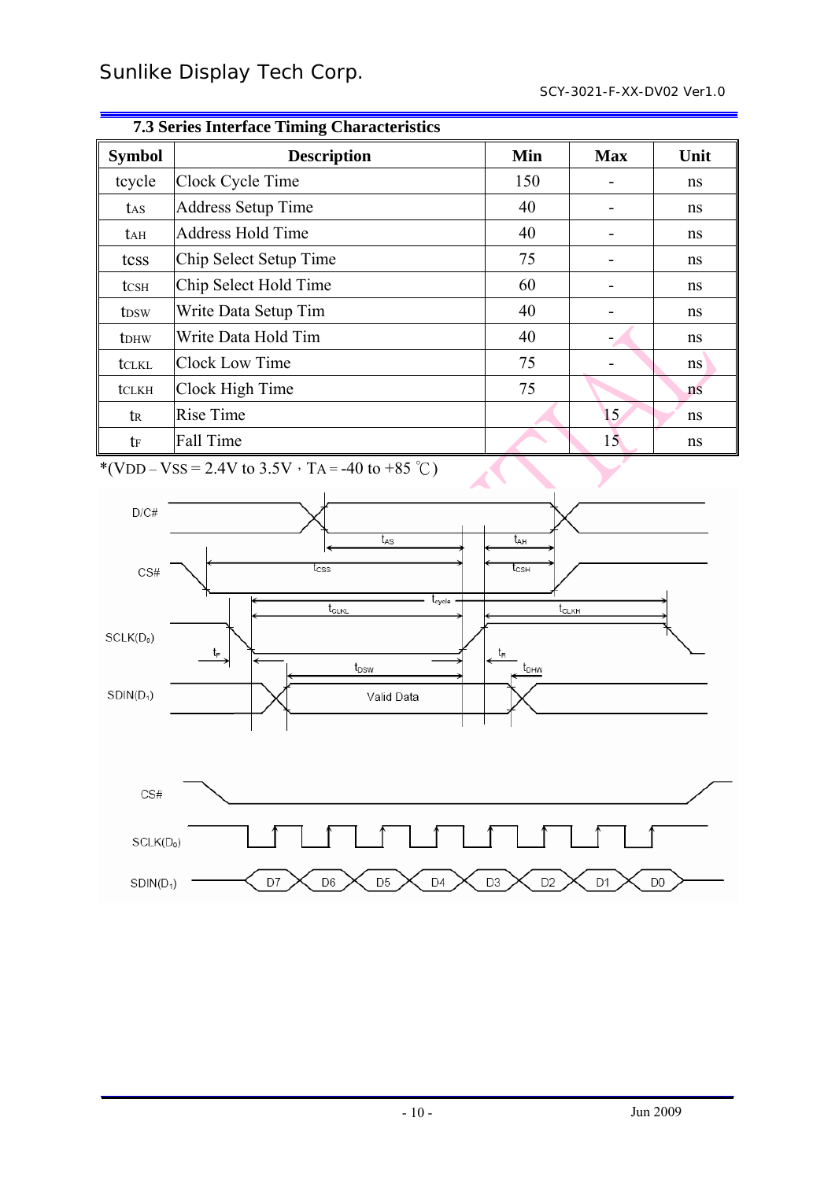### 7.3 Series Interface Timing Characteristics

| Symbol | Description | Min | Max | Unit |
|---|---|---|---|---|
| tcycle | Clock Cycle Time | 150 | - | ns |
| $t_{AS}$ | Address Setup Time | 40 | - | ns |
| $t_{AH}$ | Address Hold Time | 40 | - | ns |
| $t_{CSS}$ | Chip Select Setup Time | 75 | - | ns |
| $t_{CSH}$ | Chip Select Hold Time | 60 | - | ns |
| $t_{DSW}$ | Write Data Setup Tim | 40 | - | ns |
| $t_{DHW}$ | Write Data Hold Tim | 40 | - | ns |
| $t_{CLKL}$ | Clock Low Time | 75 | - | ns |
| $t_{CLKH}$ | Clock High Time | 75 | | ns |
| $t_R$ | Rise Time | | 15 | ns |
| $t_F$ | Fall Time | | 15 | ns |

*(VDD – VSS = 2.4V to 3.5V，TA = -40 to +85 ℃)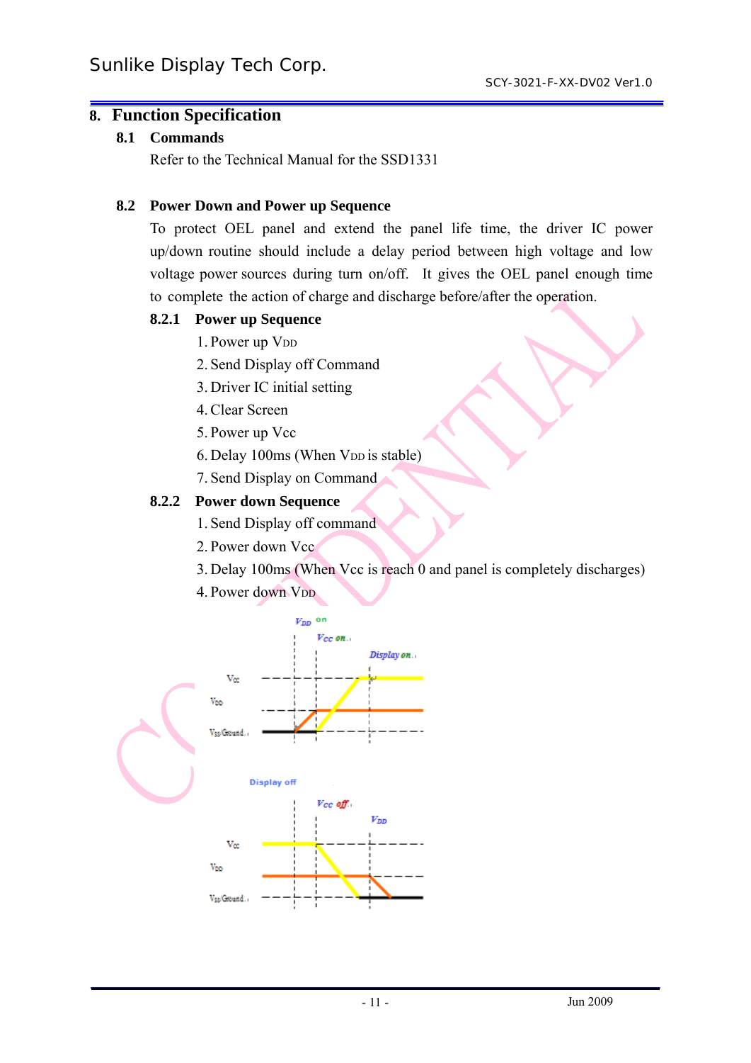# 8. Function Specification

## 8.1 Commands

Refer to the Technical Manual for the SSD1331

## 8.2 Power Down and Power up Sequence

To protect OEL panel and extend the panel life time, the driver IC power up/down routine should include a delay period between high voltage and low voltage power sources during turn on/off. It gives the OEL panel enough time to complete the action of charge and discharge before/after the operation.

### 8.2.1 Power up Sequence

1. Power up $V_{DD}$
2. Send Display off Command
3. Driver IC initial setting
4. Clear Screen
5. Power up Vcc
6. Delay 100ms (When $V_{DD}$ is stable)
7. Send Display on Command

### 8.2.2 Power down Sequence

1. Send Display off command
2. Power down Vcc
3. Delay 100ms (When Vcc is reach 0 and panel is completely discharges)
4. Power down $V_{DD}$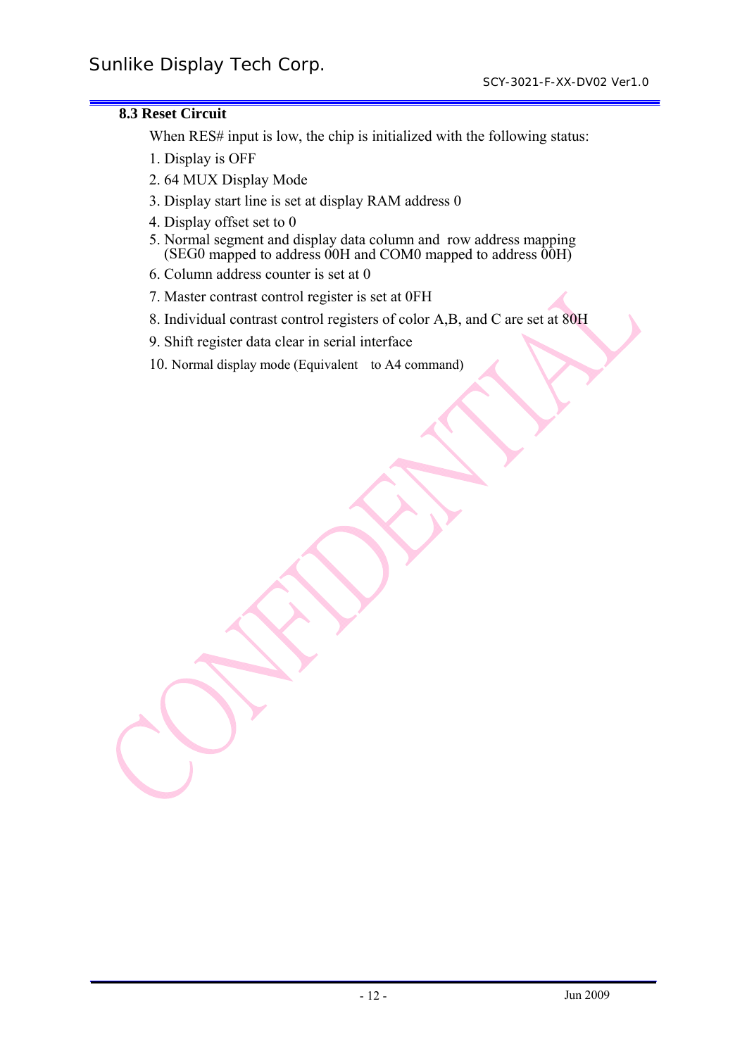### 8.3 Reset Circuit

When RES# input is low, the chip is initialized with the following status:

1. Display is OFF
2. 64 MUX Display Mode
3. Display start line is set at display RAM address 0
4. Display offset set to 0
5. Normal segment and display data column and row address mapping (SEG0 mapped to address 00H and COM0 mapped to address 00H)
6. Column address counter is set at 0
7. Master contrast control register is set at 0FH
8. Individual contrast control registers of color A,B, and C are set at 80H
9. Shift register data clear in serial interface
10. Normal display mode (Equivalent to A4 command)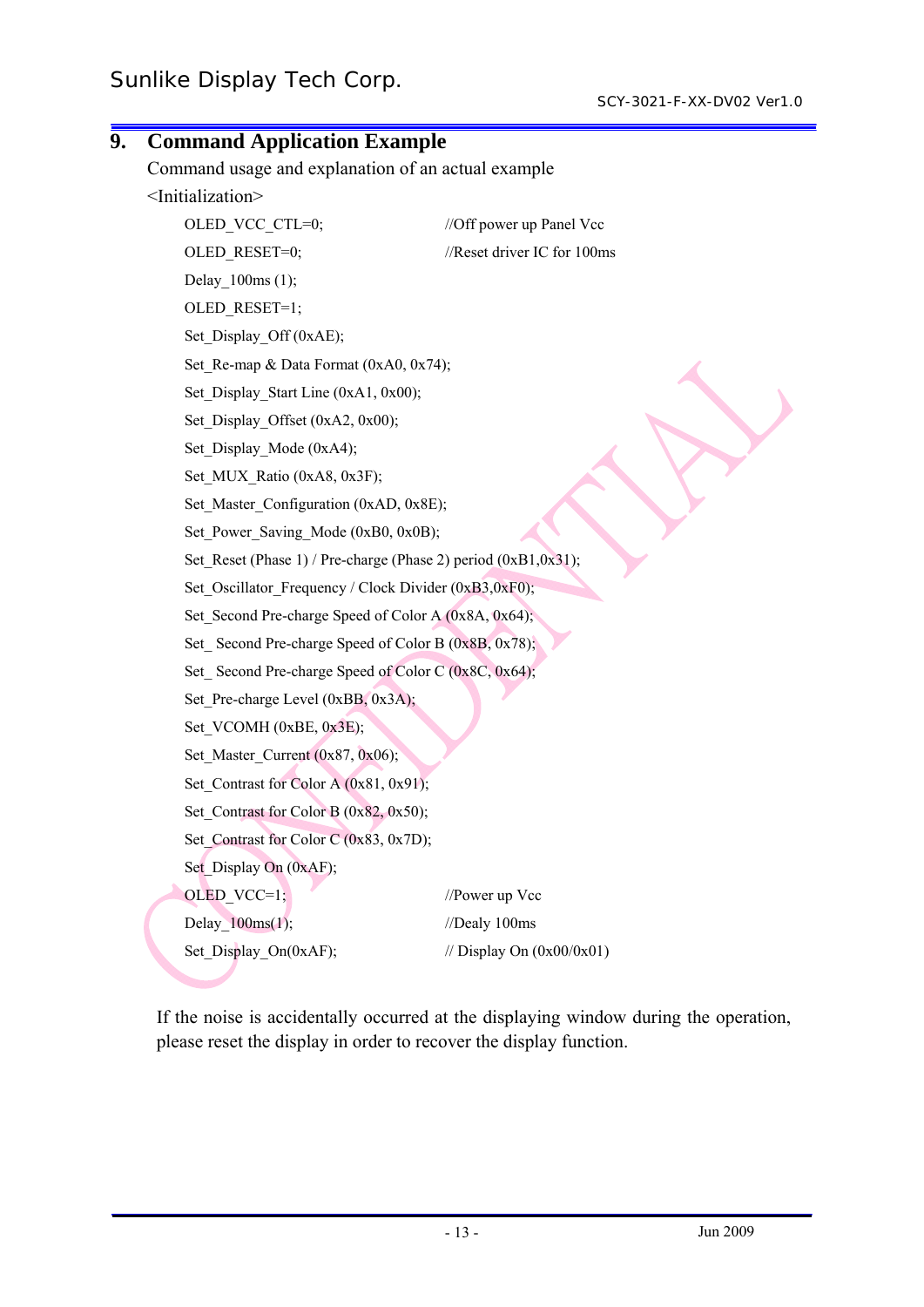## 9. Command Application Example

Command usage and explanation of an actual example

<Initialization>

```
OLED_VCC_CTL=0;                //Off power up Panel Vcc
OLED_RESET=0;                  //Reset driver IC for 100ms
Delay_100ms (1);
OLED_RESET=1;
Set_Display_Off (0xAE);
Set_Re-map & Data Format (0xA0, 0x74);
Set_Display_Start Line (0xA1, 0x00);
Set_Display_Offset (0xA2, 0x00);
Set_Display_Mode (0xA4);
Set_MUX_Ratio (0xA8, 0x3F);
Set_Master_Configuration (0xAD, 0x8E);
Set_Power_Saving_Mode (0xB0, 0x0B);
Set_Reset (Phase 1) / Pre-charge (Phase 2) period (0xB1,0x31);
Set_Oscillator_Frequency / Clock Divider (0xB3,0xF0);
Set_Second Pre-charge Speed of Color A (0x8A, 0x64);
Set_ Second Pre-charge Speed of Color B (0x8B, 0x78);
Set_ Second Pre-charge Speed of Color C (0x8C, 0x64);
Set_Pre-charge Level (0xBB, 0x3A);
Set_VCOMH (0xBE, 0x3E);
Set_Master_Current (0x87, 0x06);
Set_Contrast for Color A (0x81, 0x91);
Set_Contrast for Color B (0x82, 0x50);
Set_Contrast for Color C (0x83, 0x7D);
Set_Display On (0xAF);
OLED_VCC=1;                    //Power up Vcc
Delay_100ms(1);                //Dealy 100ms
Set_Display_On(0xAF);          // Display On (0x00/0x01)
```

If the noise is accidentally occurred at the displaying window during the operation, please reset the display in order to recover the display function.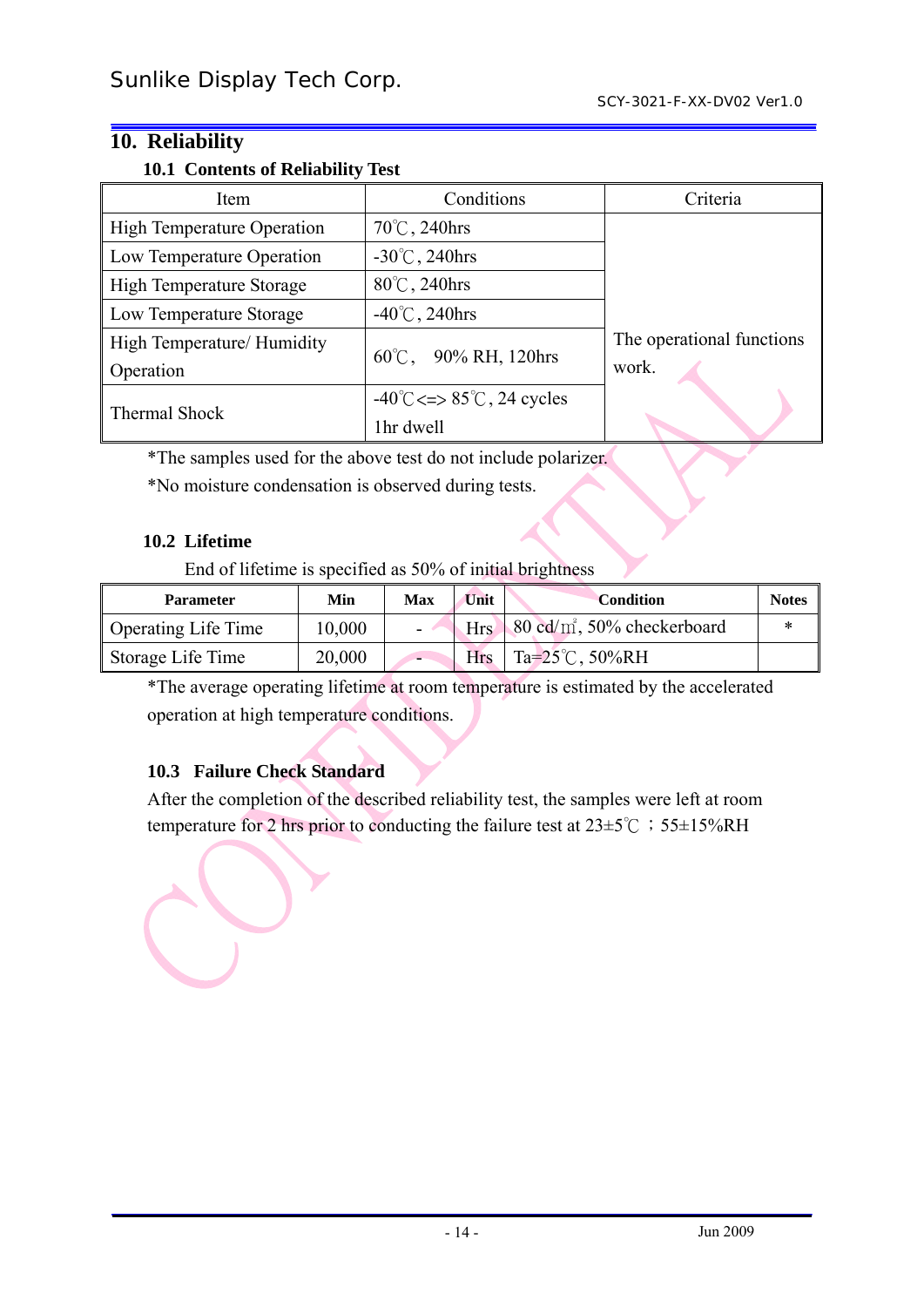## 10. Reliability

### 10.1 Contents of Reliability Test

| Item | Conditions | Criteria |
|---|---|---|
| High Temperature Operation | 70℃, 240hrs | The operational functions work. |
| Low Temperature Operation | -30℃, 240hrs | |
| High Temperature Storage | 80℃, 240hrs | |
| Low Temperature Storage | -40℃, 240hrs | |
| High Temperature/ Humidity Operation | 60℃, 90% RH, 120hrs | |
| Thermal Shock | -40℃<=> 85℃, 24 cycles 1hr dwell | |

*The samples used for the above test do not include polarizer.

*No moisture condensation is observed during tests.

### 10.2 Lifetime

End of lifetime is specified as 50% of initial brightness

| Parameter | Min | Max | Unit | Condition | Notes |
|---|---|---|---|---|---|
| Operating Life Time | 10,000 | - | Hrs | 80 cd/㎡, 50% checkerboard | * |
| Storage Life Time | 20,000 | - | Hrs | Ta=25℃, 50%RH | |

*The average operating lifetime at room temperature is estimated by the accelerated operation at high temperature conditions.

### 10.3 Failure Check Standard

After the completion of the described reliability test, the samples were left at room temperature for 2 hrs prior to conducting the failure test at 23±5℃ ; 55±15%RH